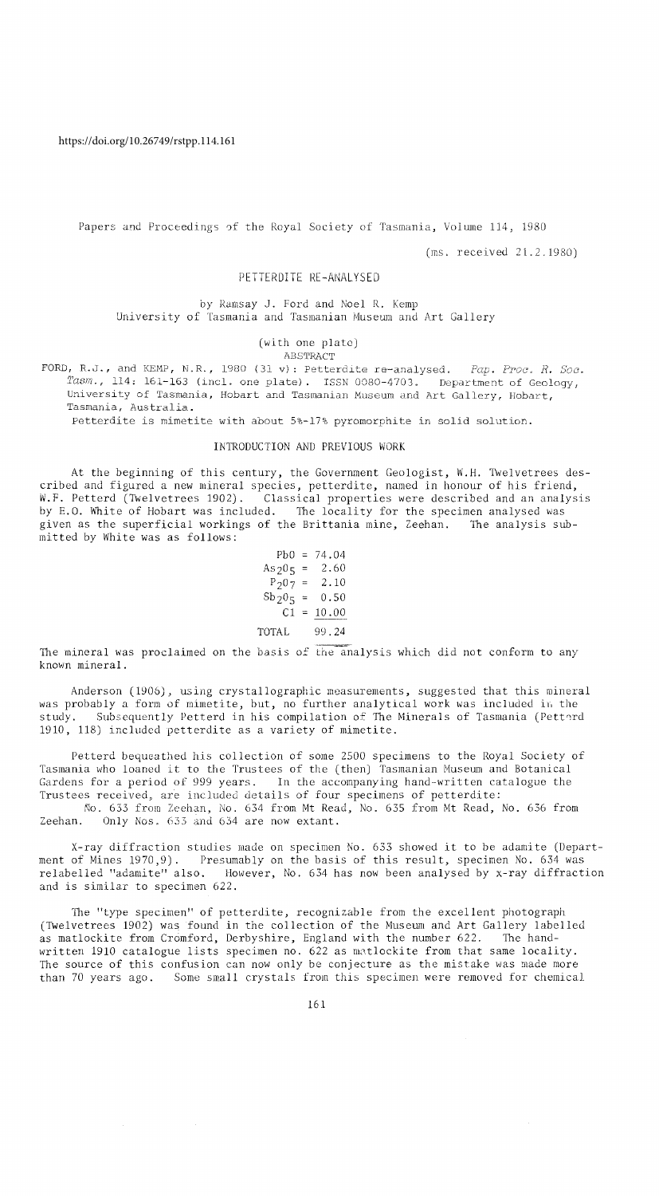https://doi.org/10.26749/rstpp.114.161

Papers and Proceedings of the Royal Society of Tasmania, Volume 114, 1980

(ms. received 21.2.1980)

# PETTERDITE RE-ANALYSED

by Ramsay J. Ford and Noel R. Kemp
University of Tasmania and Tasmanian Museum and Art Gallery

(with one plate)

## ABSTRACT

FORD, R.J., and KEMP, N.R., 1980 (31 v): Petterdite re-analysed. *Pap. Proc. R. Soc. Tasm.*, 114: 161-163 (incl. one plate). ISSN 0080-4703. Department of Geology, University of Tasmania, Hobart and Tasmanian Museum and Art Gallery, Hobart, Tasmania, Australia.

Petterdite is mimetite with about 5%-17% pyromorphite in solid solution.

## INTRODUCTION AND PREVIOUS WORK

At the beginning of this century, the Government Geologist, W.H. Twelvetrees described and figured a new mineral species, petterdite, named in honour of his friend, W.F. Petterd (Twelvetrees 1902). Classical properties were described and an analysis by E.O. White of Hobart was included. The locality for the specimen analysed was given as the superficial workings of the Brittania mine, Zeehan. The analysis submitted by White was as follows:

| | | |
|---|---|---|
| $PbO$ | = | 74.04 |
| $As_2O_5$ | = | 2.60 |
| $P_2O_7$ | = | 2.10 |
| $Sb_2O_5$ | = | 0.50 |
| $Cl$ | = | 10.00 |
| TOTAL | | 99.24 |

The mineral was proclaimed on the basis of the analysis which did not conform to any known mineral.

Anderson (1906), using crystallographic measurements, suggested that this mineral was probably a form of mimetite, but, no further analytical work was included in the study. Subsequently Petterd in his compilation of The Minerals of Tasmania (Petterd 1910, 118) included petterdite as a variety of mimetite.

Petterd bequeathed his collection of some 2500 specimens to the Royal Society of Tasmania who loaned it to the Trustees of the (then) Tasmanian Museum and Botanical Gardens for a period of 999 years. In the accompanying hand-written catalogue the Trustees received, are included details of four specimens of petterdite:

No. 633 from Zeehan, No. 634 from Mt Read, No. 635 from Mt Read, No. 636 from Zeehan. Only Nos. 633 and 634 are now extant.

X-ray diffraction studies made on specimen No. 633 showed it to be adamite (Department of Mines 1970,9). Presumably on the basis of this result, specimen No. 634 was relabelled "adamite" also. However, No. 634 has now been analysed by x-ray diffraction and is similar to specimen 622.

The "type specimen" of petterdite, recognizable from the excellent photograph (Twelvetrees 1902) was found in the collection of the Museum and Art Gallery labelled as matlockite from Cromford, Derbyshire, England with the number 622. The handwritten 1910 catalogue lists specimen no. 622 as matlockite from that same locality. The source of this confusion can now only be conjecture as the mistake was made more than 70 years ago. Some small crystals from this specimen were removed for chemical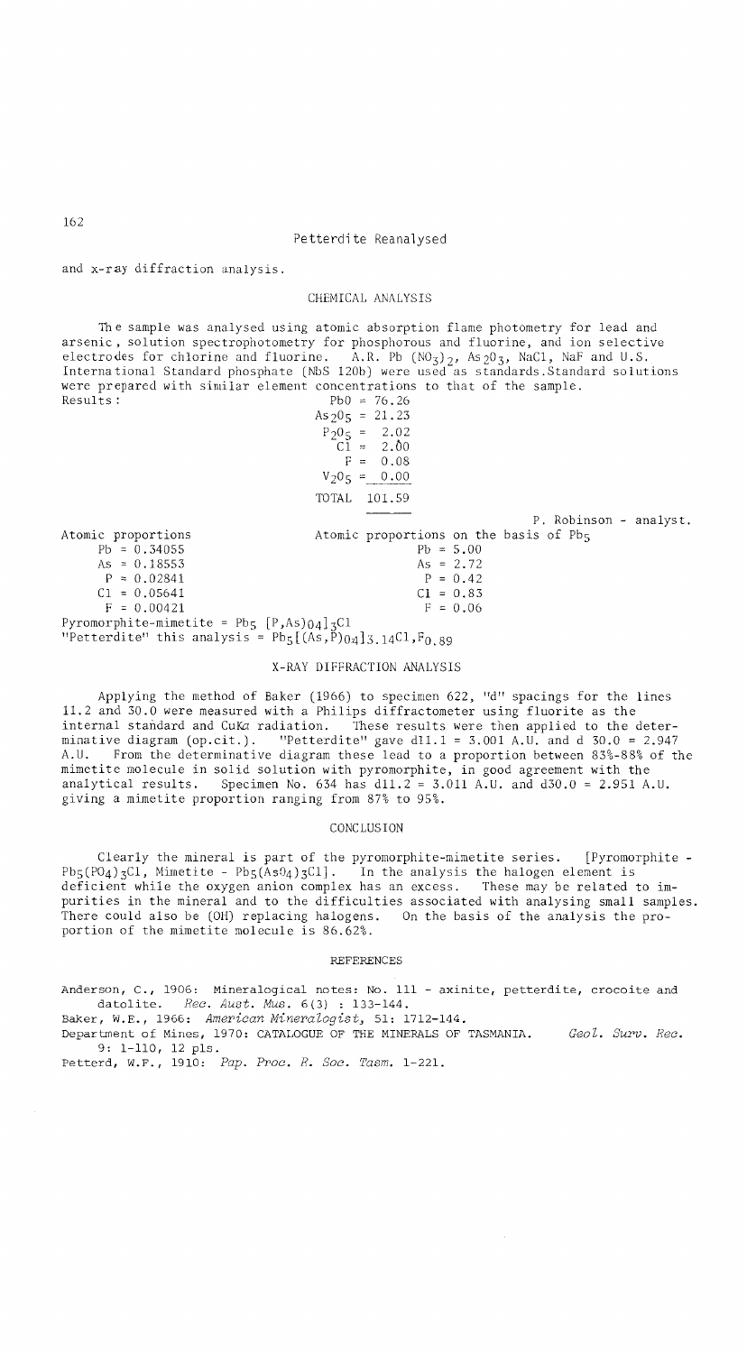and x-ray diffraction analysis.

## CHEMICAL ANALYSIS

The sample was analysed using atomic absorption flame photometry for lead and arsenic, solution spectrophotometry for phosphorous and fluorine, and ion selective electrodes for chlorine and fluorine. A.R. $Pb(NO_3)_2$, $As_2O_3$, NaCl, NaF and U.S. International Standard phosphate (NbS 120b) were used as standards. Standard solutions were prepared with similar element concentrations to that of the sample.

Results:

| | |
|---|---|
| PbO | = 76.26 |
| $As_2O_5$ | = 21.23 |
| $P_2O_5$ | = 2.02 |
| Cl | = 2.00 |
| F | = 0.08 |
| $V_2O_5$ | = 0.00 |
| TOTAL | 101.59 |

P. Robinson - analyst.

| Atomic proportions | Atomic proportions on the basis of $Pb_5$ |
|---|---|
| Pb = 0.34055 | Pb = 5.00 |
| As = 0.18553 | As = 2.72 |
| P = 0.02841 | P = 0.42 |
| Cl = 0.05641 | Cl = 0.83 |
| F = 0.00421 | F = 0.06 |

Pyromorphite-mimetite = $Pb_5[P,As)O_4]_3Cl$

"Petterdite" this analysis = $Pb_5[(As,P)O_4]_{3.14}Cl,F_{0.89}$

## X-RAY DIFFRACTION ANALYSIS

Applying the method of Baker (1966) to specimen 622, "d" spacings for the lines 11.2 and 30.0 were measured with a Philips diffractometer using fluorite as the internal standard and CuKα radiation. These results were then applied to the determinative diagram (op.cit.). "Petterdite" gave d11.1 = 3.001 A.U. and d 30.0 = 2.947 A.U. From the determinative diagram these lead to a proportion between 83%-88% of the mimetite molecule in solid solution with pyromorphite, in good agreement with the analytical results. Specimen No. 634 has d11.2 = 3.011 A.U. and d30.0 = 2.951 A.U. giving a mimetite proportion ranging from 87% to 95%.

## CONCLUSION

Clearly the mineral is part of the pyromorphite-mimetite series. [Pyromorphite - $Pb_5(PO_4)_3Cl$, Mimetite - $Pb_5(AsO_4)_3Cl$]. In the analysis the halogen element is deficient while the oxygen anion complex has an excess. These may be related to impurities in the mineral and to the difficulties associated with analysing small samples. There could also be (OH) replacing halogens. On the basis of the analysis the proportion of the mimetite molecule is 86.62%.

## REFERENCES

Anderson, C., 1906: Mineralogical notes: No. 111 - axinite, petterdite, crocoite and datolite. *Rec. Aust. Mus.* 6(3) : 133-144.

Baker, W.E., 1966: *American Mineralogist*, 51: 1712-144.

Department of Mines, 1970: CATALOGUE OF THE MINERALS OF TASMANIA. *Geol. Surv. Rec.* 9: 1-110, 12 pls.

Petterd, W.F., 1910: *Pap. Proc. R. Soc. Tasm.* 1-221.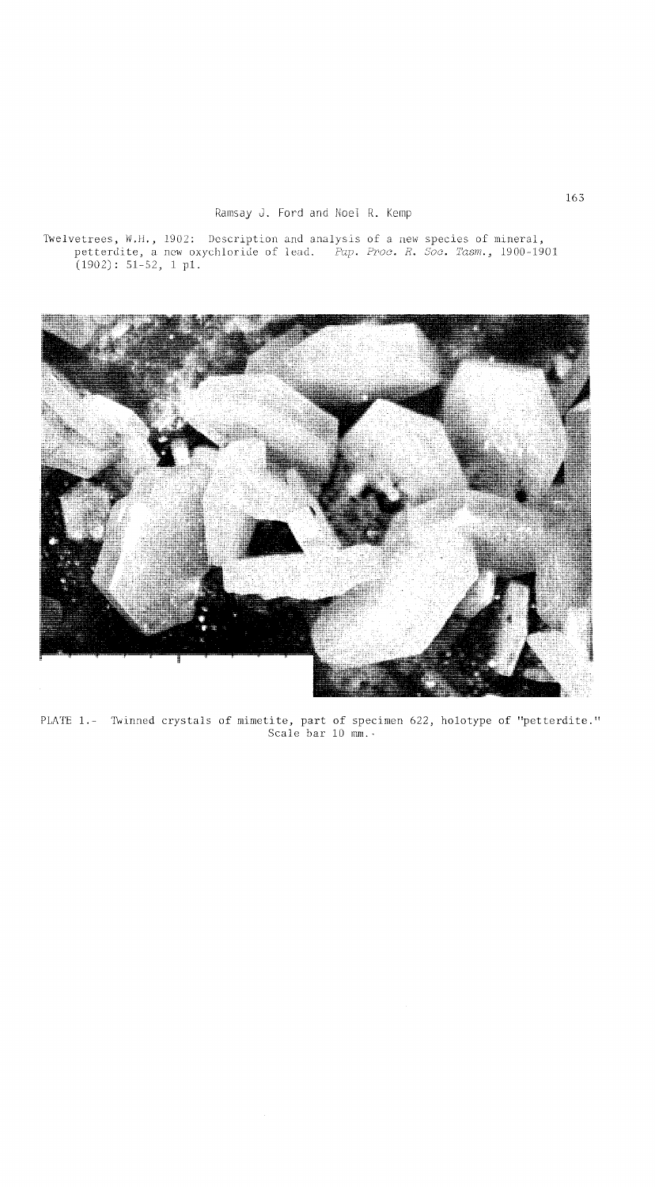Twelvetrees, W.H., 1902: Description and analysis of a new species of mineral, petterdite, a new oxychloride of lead. *Pap. Proc. R. Soc. Tasm.*, 1900-1901 (1902): 51-52, 1 pl.

PLATE 1.- Twinned crystals of mimetite, part of specimen 622, holotype of "petterdite." Scale bar 10 mm.